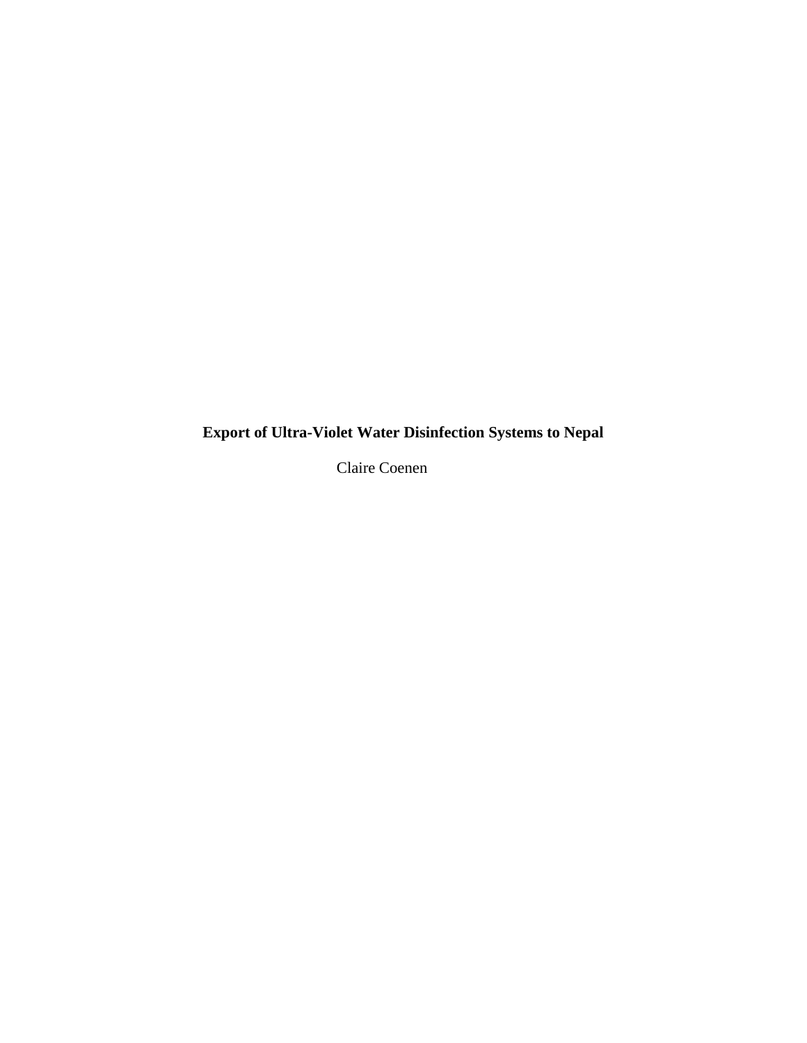# Export of Ultra-Violet Water Disinfection Systems to Nepal

Claire Coenen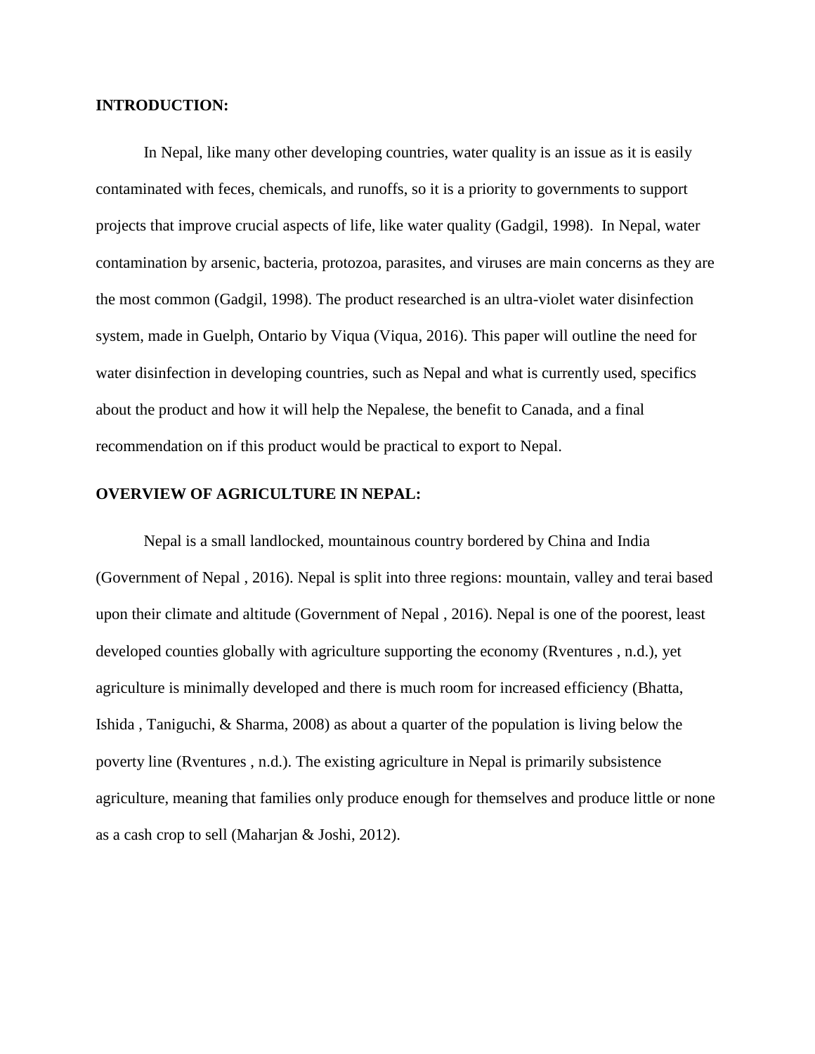## INTRODUCTION:

In Nepal, like many other developing countries, water quality is an issue as it is easily contaminated with feces, chemicals, and runoffs, so it is a priority to governments to support projects that improve crucial aspects of life, like water quality (Gadgil, 1998). In Nepal, water contamination by arsenic, bacteria, protozoa, parasites, and viruses are main concerns as they are the most common (Gadgil, 1998). The product researched is an ultra-violet water disinfection system, made in Guelph, Ontario by Viqua (Viqua, 2016). This paper will outline the need for water disinfection in developing countries, such as Nepal and what is currently used, specifics about the product and how it will help the Nepalese, the benefit to Canada, and a final recommendation on if this product would be practical to export to Nepal.

## OVERVIEW OF AGRICULTURE IN NEPAL:

Nepal is a small landlocked, mountainous country bordered by China and India (Government of Nepal , 2016). Nepal is split into three regions: mountain, valley and terai based upon their climate and altitude (Government of Nepal , 2016). Nepal is one of the poorest, least developed counties globally with agriculture supporting the economy (Rventures , n.d.), yet agriculture is minimally developed and there is much room for increased efficiency (Bhatta, Ishida , Taniguchi, & Sharma, 2008) as about a quarter of the population is living below the poverty line (Rventures , n.d.). The existing agriculture in Nepal is primarily subsistence agriculture, meaning that families only produce enough for themselves and produce little or none as a cash crop to sell (Maharjan & Joshi, 2012).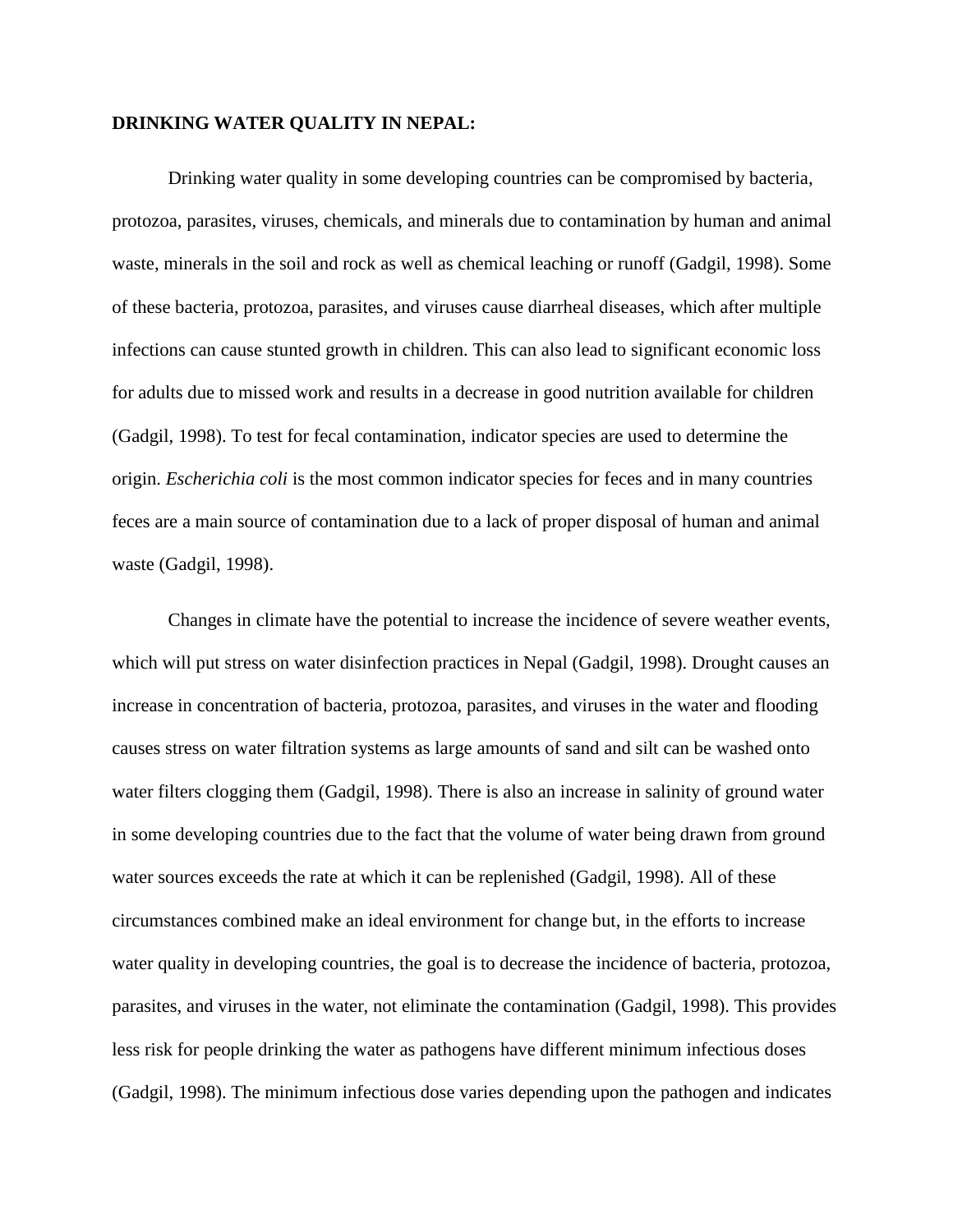**DRINKING WATER QUALITY IN NEPAL:**

Drinking water quality in some developing countries can be compromised by bacteria, protozoa, parasites, viruses, chemicals, and minerals due to contamination by human and animal waste, minerals in the soil and rock as well as chemical leaching or runoff (Gadgil, 1998). Some of these bacteria, protozoa, parasites, and viruses cause diarrheal diseases, which after multiple infections can cause stunted growth in children. This can also lead to significant economic loss for adults due to missed work and results in a decrease in good nutrition available for children (Gadgil, 1998). To test for fecal contamination, indicator species are used to determine the origin. *Escherichia coli* is the most common indicator species for feces and in many countries feces are a main source of contamination due to a lack of proper disposal of human and animal waste (Gadgil, 1998).

Changes in climate have the potential to increase the incidence of severe weather events, which will put stress on water disinfection practices in Nepal (Gadgil, 1998). Drought causes an increase in concentration of bacteria, protozoa, parasites, and viruses in the water and flooding causes stress on water filtration systems as large amounts of sand and silt can be washed onto water filters clogging them (Gadgil, 1998). There is also an increase in salinity of ground water in some developing countries due to the fact that the volume of water being drawn from ground water sources exceeds the rate at which it can be replenished (Gadgil, 1998). All of these circumstances combined make an ideal environment for change but, in the efforts to increase water quality in developing countries, the goal is to decrease the incidence of bacteria, protozoa, parasites, and viruses in the water, not eliminate the contamination (Gadgil, 1998). This provides less risk for people drinking the water as pathogens have different minimum infectious doses (Gadgil, 1998). The minimum infectious dose varies depending upon the pathogen and indicates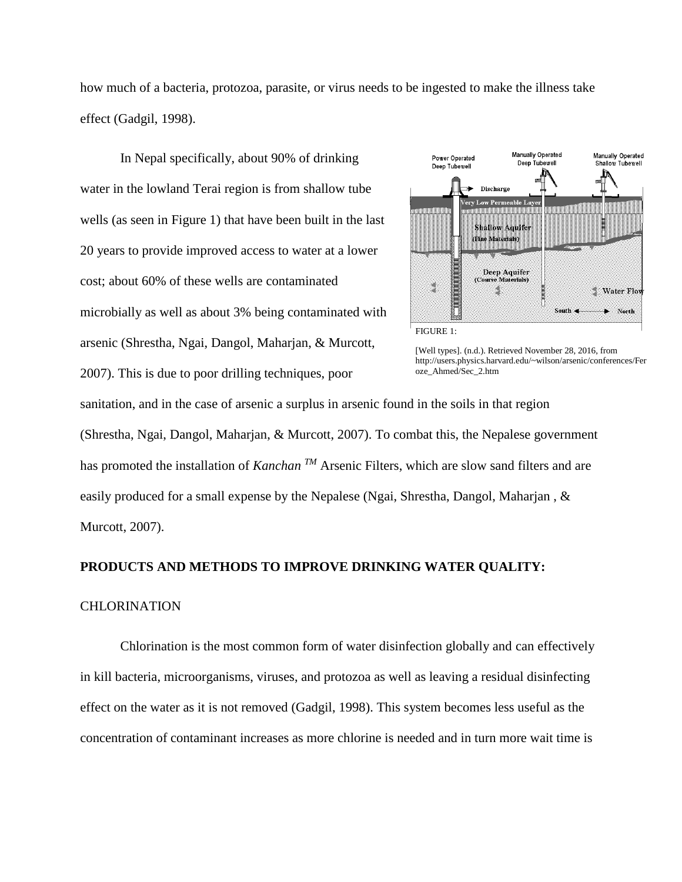how much of a bacteria, protozoa, parasite, or virus needs to be ingested to make the illness take effect (Gadgil, 1998).

In Nepal specifically, about 90% of drinking water in the lowland Terai region is from shallow tube wells (as seen in Figure 1) that have been built in the last 20 years to provide improved access to water at a lower cost; about 60% of these wells are contaminated microbially as well as about 3% being contaminated with arsenic (Shrestha, Ngai, Dangol, Maharjan, & Murcott, 2007). This is due to poor drilling techniques, poor sanitation, and in the case of arsenic a surplus in arsenic found in the soils in that region (Shrestha, Ngai, Dangol, Maharjan, & Murcott, 2007). To combat this, the Nepalese government has promoted the installation of *Kanchan* $^{TM}$ Arsenic Filters, which are slow sand filters and are easily produced for a small expense by the Nepalese (Ngai, Shrestha, Dangol, Maharjan , & Murcott, 2007).

FIGURE 1:

[Well types]. (n.d.). Retrieved November 28, 2016, from http://users.physics.harvard.edu/~wilson/arsenic/conferences/Feroze_Ahmed/Sec_2.htm

**PRODUCTS AND METHODS TO IMPROVE DRINKING WATER QUALITY:**

CHLORINATION

Chlorination is the most common form of water disinfection globally and can effectively in kill bacteria, microorganisms, viruses, and protozoa as well as leaving a residual disinfecting effect on the water as it is not removed (Gadgil, 1998). This system becomes less useful as the concentration of contaminant increases as more chlorine is needed and in turn more wait time is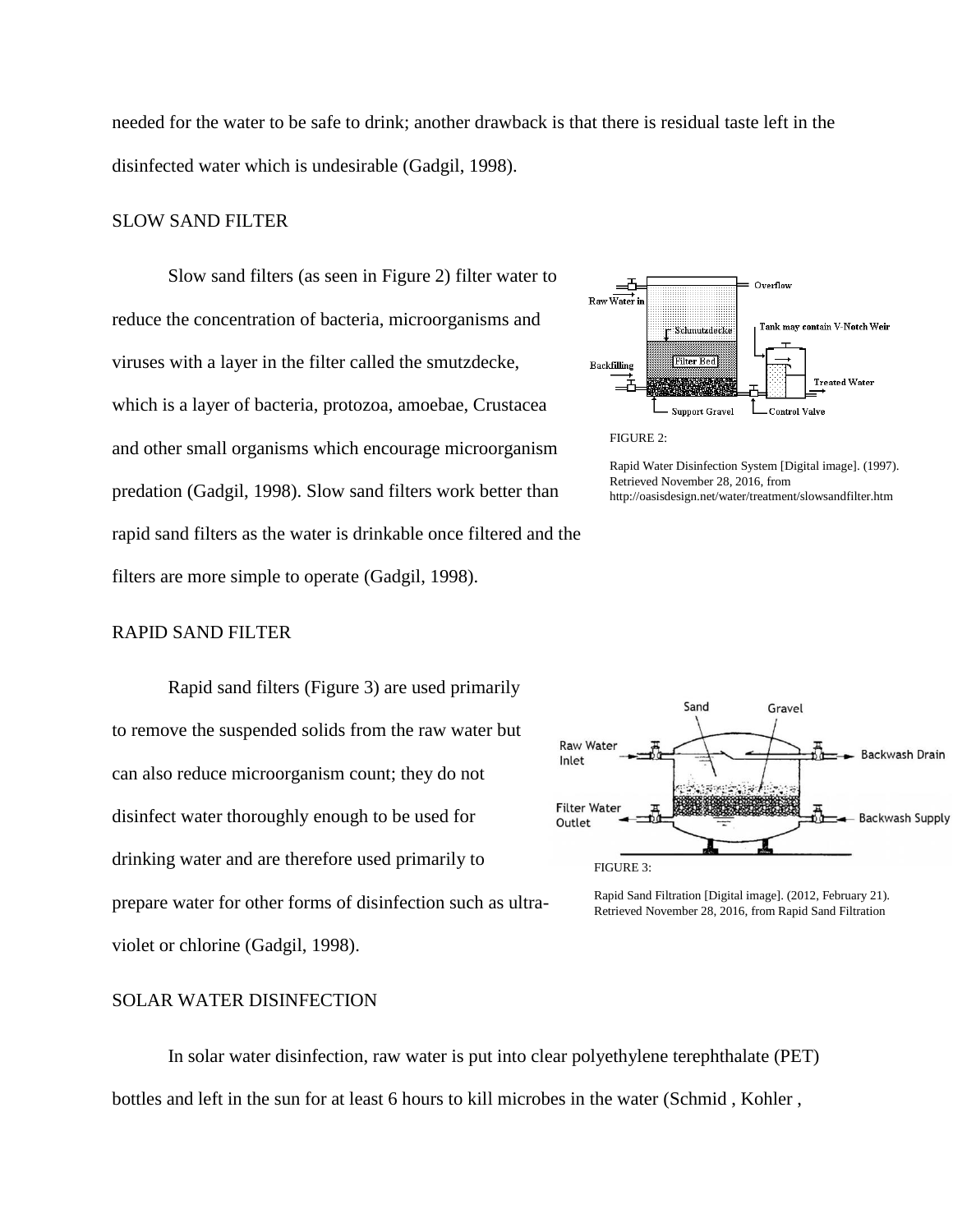needed for the water to be safe to drink; another drawback is that there is residual taste left in the disinfected water which is undesirable (Gadgil, 1998).

## SLOW SAND FILTER

Slow sand filters (as seen in Figure 2) filter water to reduce the concentration of bacteria, microorganisms and viruses with a layer in the filter called the smutzdecke, which is a layer of bacteria, protozoa, amoebae, Crustacea and other small organisms which encourage microorganism predation (Gadgil, 1998). Slow sand filters work better than rapid sand filters as the water is drinkable once filtered and the filters are more simple to operate (Gadgil, 1998).

FIGURE 2:

Rapid Water Disinfection System [Digital image]. (1997). Retrieved November 28, 2016, from http://oasisdesign.net/water/treatment/slowsandfilter.htm

## RAPID SAND FILTER

Rapid sand filters (Figure 3) are used primarily to remove the suspended solids from the raw water but can also reduce microorganism count; they do not disinfect water thoroughly enough to be used for drinking water and are therefore used primarily to prepare water for other forms of disinfection such as ultra-violet or chlorine (Gadgil, 1998).

FIGURE 3:

Rapid Sand Filtration [Digital image]. (2012, February 21). Retrieved November 28, 2016, from Rapid Sand Filtration

## SOLAR WATER DISINFECTION

In solar water disinfection, raw water is put into clear polyethylene terephthalate (PET) bottles and left in the sun for at least 6 hours to kill microbes in the water (Schmid , Kohler ,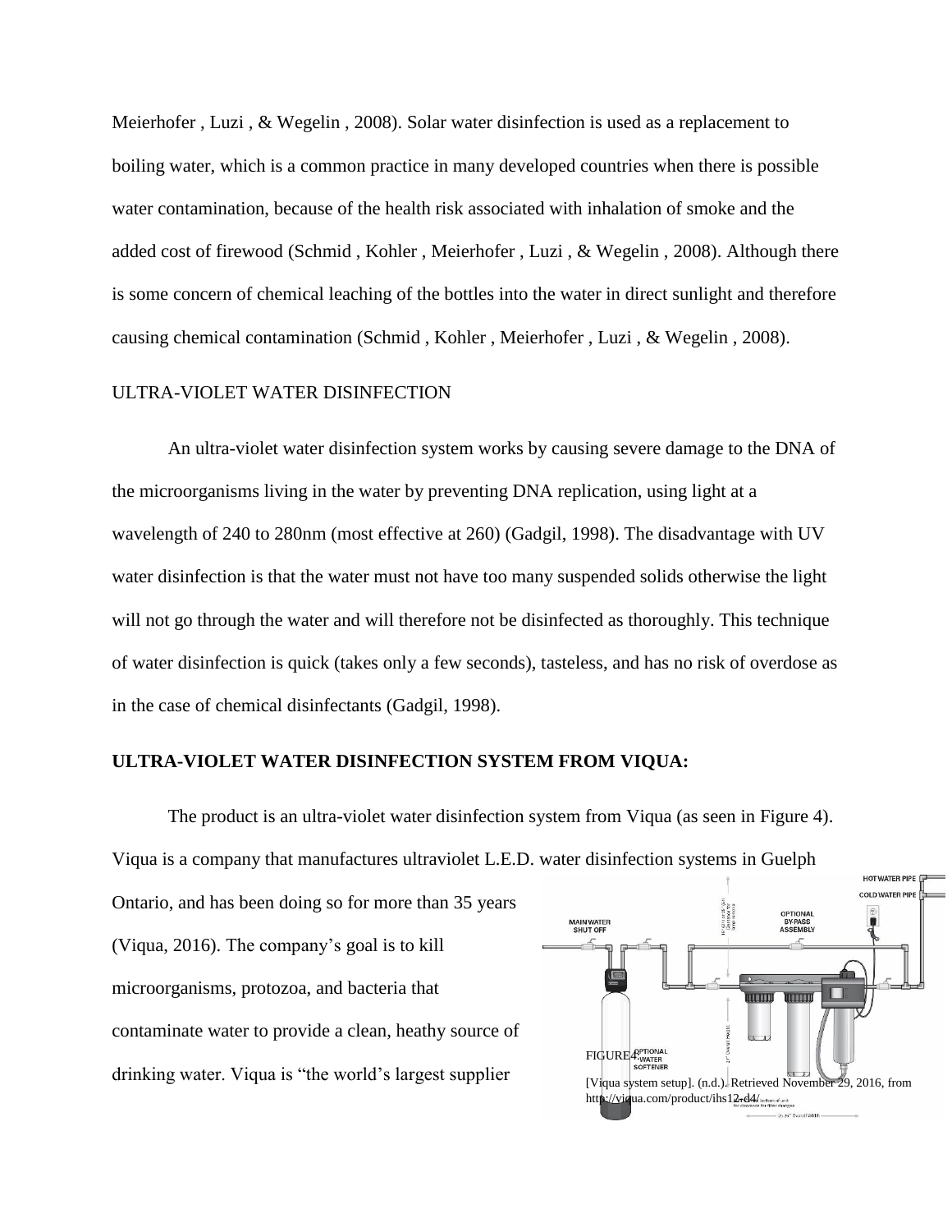Meierhofer , Luzi , & Wegelin , 2008). Solar water disinfection is used as a replacement to boiling water, which is a common practice in many developed countries when there is possible water contamination, because of the health risk associated with inhalation of smoke and the added cost of firewood (Schmid , Kohler , Meierhofer , Luzi , & Wegelin , 2008). Although there is some concern of chemical leaching of the bottles into the water in direct sunlight and therefore causing chemical contamination (Schmid , Kohler , Meierhofer , Luzi , & Wegelin , 2008).

## ULTRA-VIOLET WATER DISINFECTION

An ultra-violet water disinfection system works by causing severe damage to the DNA of the microorganisms living in the water by preventing DNA replication, using light at a wavelength of 240 to 280nm (most effective at 260) (Gadgil, 1998). The disadvantage with UV water disinfection is that the water must not have too many suspended solids otherwise the light will not go through the water and will therefore not be disinfected as thoroughly. This technique of water disinfection is quick (takes only a few seconds), tasteless, and has no risk of overdose as in the case of chemical disinfectants (Gadgil, 1998).

## **ULTRA-VIOLET WATER DISINFECTION SYSTEM FROM VIQUA:**

The product is an ultra-violet water disinfection system from Viqua (as seen in Figure 4). Viqua is a company that manufactures ultraviolet L.E.D. water disinfection systems in Guelph Ontario, and has been doing so for more than 35 years (Viqua, 2016). The company's goal is to kill microorganisms, protozoa, and bacteria that contaminate water to provide a clean, heathy source of drinking water. Viqua is "the world's largest supplier

FIGURE 4:

[Viqua system setup]. (n.d.). Retrieved November 29, 2016, from http://viqua.com/product/ihs12-d4/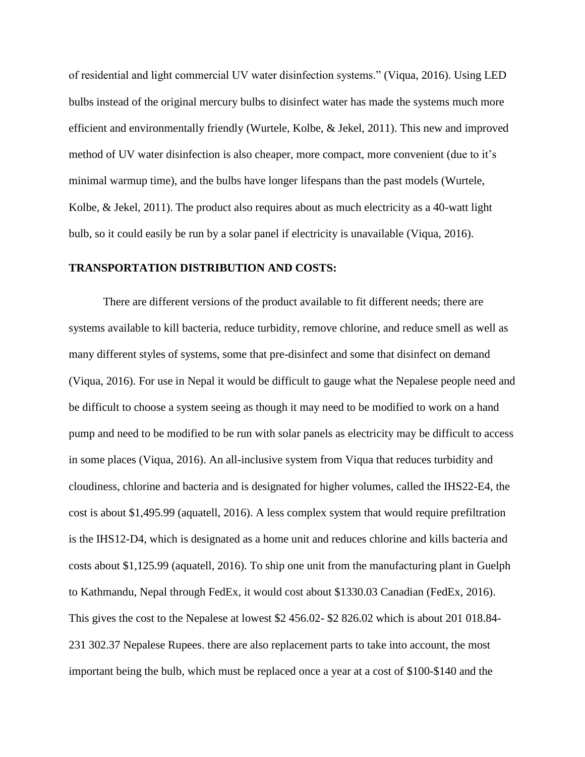of residential and light commercial UV water disinfection systems." (Viqua, 2016). Using LED bulbs instead of the original mercury bulbs to disinfect water has made the systems much more efficient and environmentally friendly (Wurtele, Kolbe, & Jekel, 2011). This new and improved method of UV water disinfection is also cheaper, more compact, more convenient (due to it's minimal warmup time), and the bulbs have longer lifespans than the past models (Wurtele, Kolbe, & Jekel, 2011). The product also requires about as much electricity as a 40-watt light bulb, so it could easily be run by a solar panel if electricity is unavailable (Viqua, 2016).

**TRANSPORTATION DISTRIBUTION AND COSTS:**

There are different versions of the product available to fit different needs; there are systems available to kill bacteria, reduce turbidity, remove chlorine, and reduce smell as well as many different styles of systems, some that pre-disinfect and some that disinfect on demand (Viqua, 2016). For use in Nepal it would be difficult to gauge what the Nepalese people need and be difficult to choose a system seeing as though it may need to be modified to work on a hand pump and need to be modified to be run with solar panels as electricity may be difficult to access in some places (Viqua, 2016). An all-inclusive system from Viqua that reduces turbidity and cloudiness, chlorine and bacteria and is designated for higher volumes, called the IHS22-E4, the cost is about $1,495.99 (aquatell, 2016). A less complex system that would require prefiltration is the IHS12-D4, which is designated as a home unit and reduces chlorine and kills bacteria and costs about $1,125.99 (aquatell, 2016). To ship one unit from the manufacturing plant in Guelph to Kathmandu, Nepal through FedEx, it would cost about $1330.03 Canadian (FedEx, 2016). This gives the cost to the Nepalese at lowest $2 456.02- $2 826.02 which is about 201 018.84- 231 302.37 Nepalese Rupees. there are also replacement parts to take into account, the most important being the bulb, which must be replaced once a year at a cost of $100-$140 and the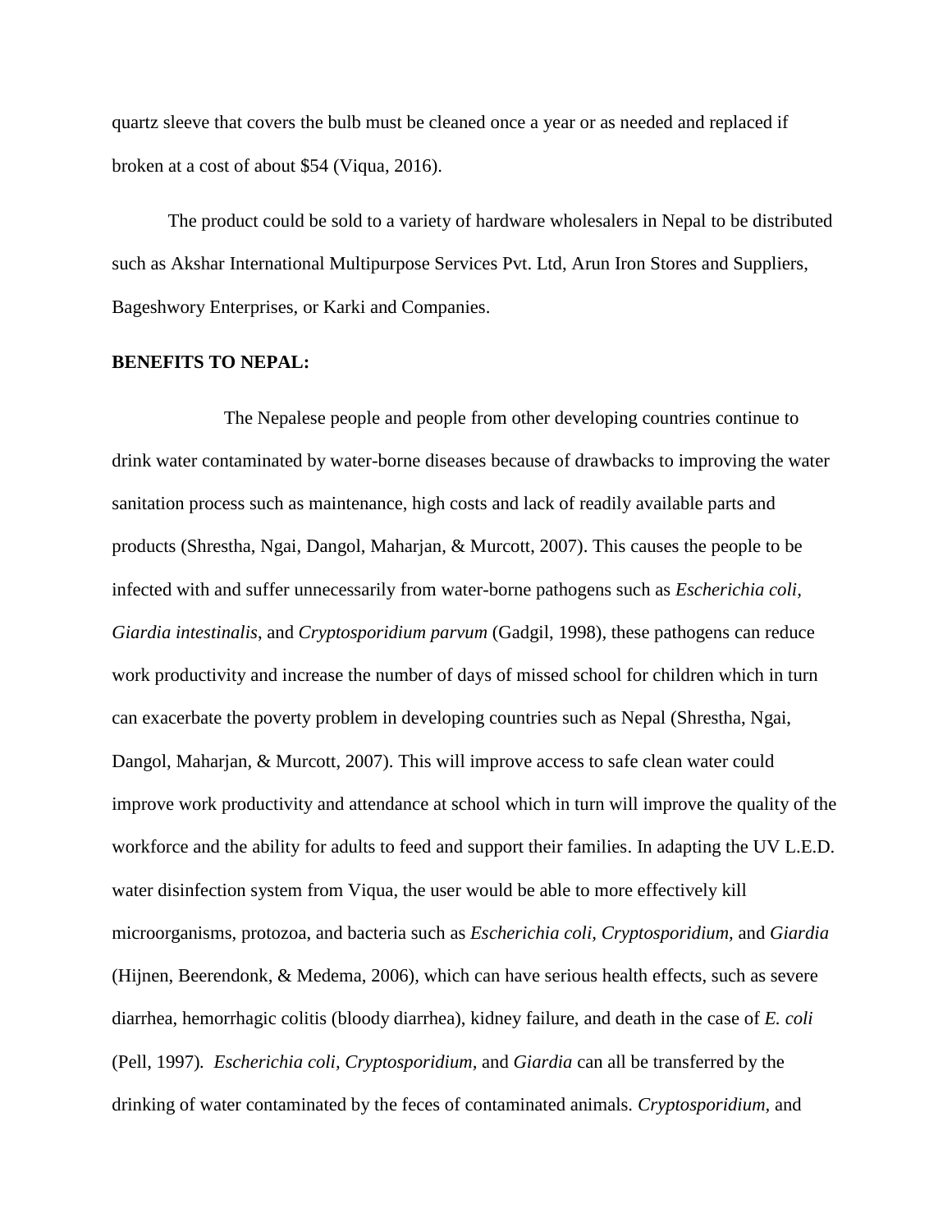quartz sleeve that covers the bulb must be cleaned once a year or as needed and replaced if broken at a cost of about $54 (Viqua, 2016).

The product could be sold to a variety of hardware wholesalers in Nepal to be distributed such as Akshar International Multipurpose Services Pvt. Ltd, Arun Iron Stores and Suppliers, Bageshwory Enterprises, or Karki and Companies.

**BENEFITS TO NEPAL:**

The Nepalese people and people from other developing countries continue to drink water contaminated by water-borne diseases because of drawbacks to improving the water sanitation process such as maintenance, high costs and lack of readily available parts and products (Shrestha, Ngai, Dangol, Maharjan, & Murcott, 2007). This causes the people to be infected with and suffer unnecessarily from water-borne pathogens such as *Escherichia coli*, *Giardia intestinalis*, and *Cryptosporidium parvum* (Gadgil, 1998), these pathogens can reduce work productivity and increase the number of days of missed school for children which in turn can exacerbate the poverty problem in developing countries such as Nepal (Shrestha, Ngai, Dangol, Maharjan, & Murcott, 2007). This will improve access to safe clean water could improve work productivity and attendance at school which in turn will improve the quality of the workforce and the ability for adults to feed and support their families. In adapting the UV L.E.D. water disinfection system from Viqua, the user would be able to more effectively kill microorganisms, protozoa, and bacteria such as *Escherichia coli, Cryptosporidium,* and *Giardia* (Hijnen, Beerendonk, & Medema, 2006), which can have serious health effects, such as severe diarrhea, hemorrhagic colitis (bloody diarrhea), kidney failure, and death in the case of *E. coli* (Pell, 1997). *Escherichia coli*, *Cryptosporidium,* and *Giardia* can all be transferred by the drinking of water contaminated by the feces of contaminated animals. *Cryptosporidium,* and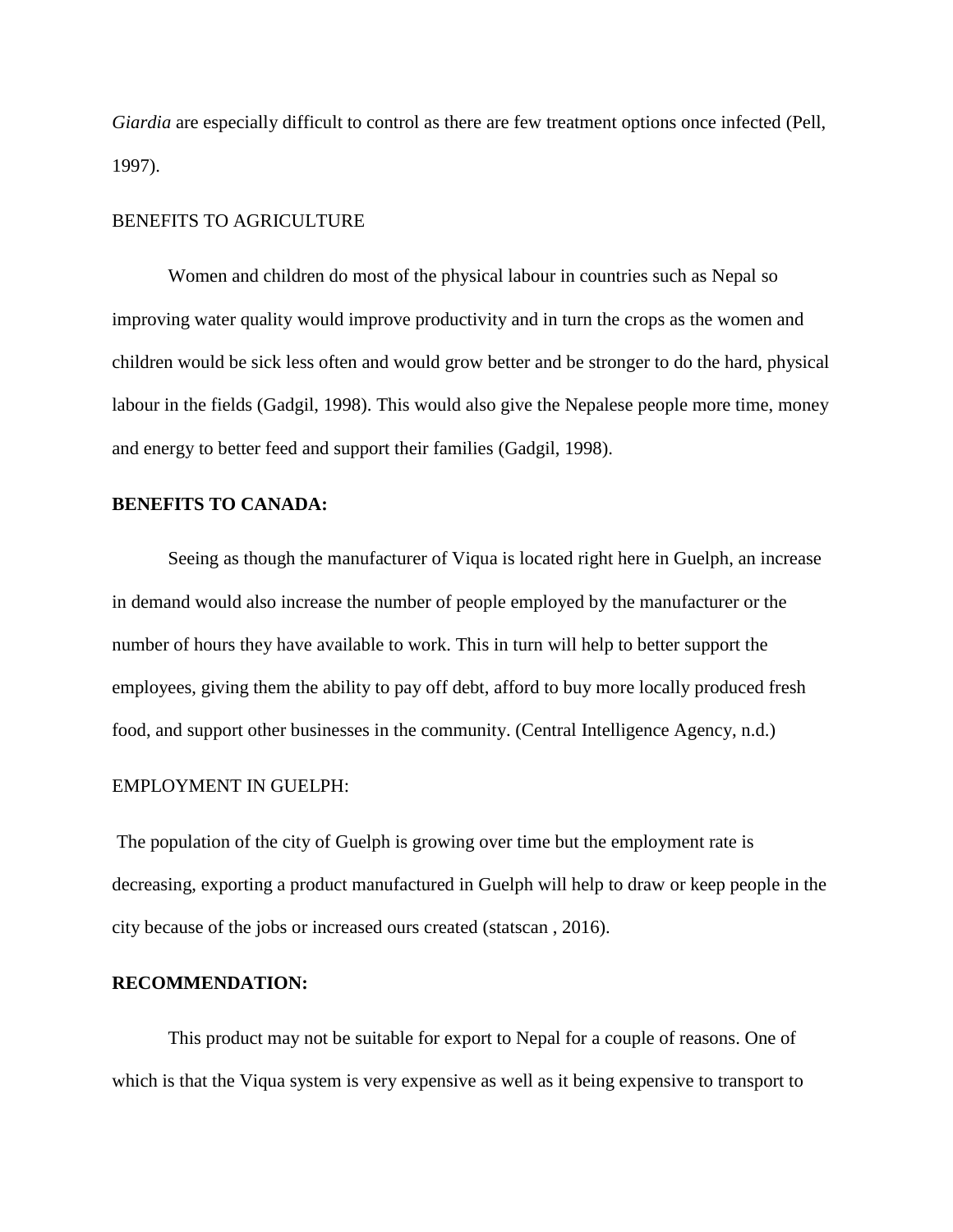*Giardia* are especially difficult to control as there are few treatment options once infected (Pell, 1997).

BENEFITS TO AGRICULTURE

Women and children do most of the physical labour in countries such as Nepal so improving water quality would improve productivity and in turn the crops as the women and children would be sick less often and would grow better and be stronger to do the hard, physical labour in the fields (Gadgil, 1998). This would also give the Nepalese people more time, money and energy to better feed and support their families (Gadgil, 1998).

**BENEFITS TO CANADA:**

Seeing as though the manufacturer of Viqua is located right here in Guelph, an increase in demand would also increase the number of people employed by the manufacturer or the number of hours they have available to work. This in turn will help to better support the employees, giving them the ability to pay off debt, afford to buy more locally produced fresh food, and support other businesses in the community. (Central Intelligence Agency, n.d.)

EMPLOYMENT IN GUELPH:

The population of the city of Guelph is growing over time but the employment rate is decreasing, exporting a product manufactured in Guelph will help to draw or keep people in the city because of the jobs or increased ours created (statscan , 2016).

**RECOMMENDATION:**

This product may not be suitable for export to Nepal for a couple of reasons. One of which is that the Viqua system is very expensive as well as it being expensive to transport to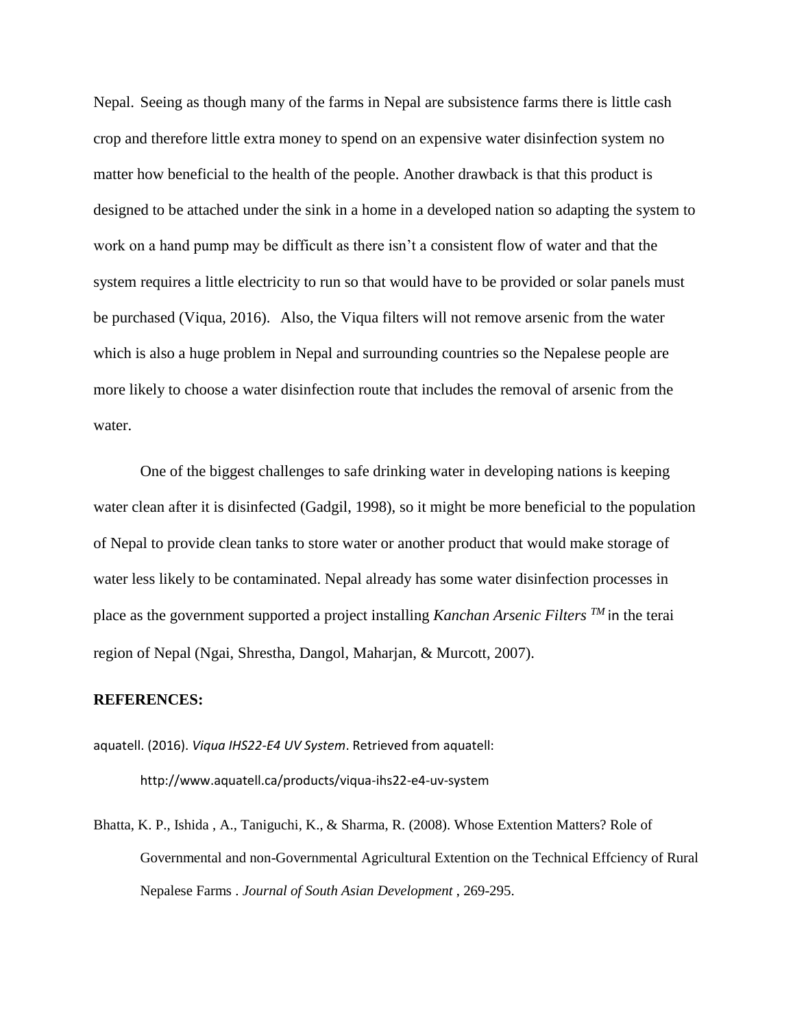Nepal. Seeing as though many of the farms in Nepal are subsistence farms there is little cash crop and therefore little extra money to spend on an expensive water disinfection system no matter how beneficial to the health of the people. Another drawback is that this product is designed to be attached under the sink in a home in a developed nation so adapting the system to work on a hand pump may be difficult as there isn't a consistent flow of water and that the system requires a little electricity to run so that would have to be provided or solar panels must be purchased (Viqua, 2016). Also, the Viqua filters will not remove arsenic from the water which is also a huge problem in Nepal and surrounding countries so the Nepalese people are more likely to choose a water disinfection route that includes the removal of arsenic from the water.

One of the biggest challenges to safe drinking water in developing nations is keeping water clean after it is disinfected (Gadgil, 1998), so it might be more beneficial to the population of Nepal to provide clean tanks to store water or another product that would make storage of water less likely to be contaminated. Nepal already has some water disinfection processes in place as the government supported a project installing *Kanchan Arsenic Filters* $^{TM}$ in the terai region of Nepal (Ngai, Shrestha, Dangol, Maharjan, & Murcott, 2007).

**REFERENCES:**

aquatell. (2016). *Viqua IHS22-E4 UV System*. Retrieved from aquatell: http://www.aquatell.ca/products/viqua-ihs22-e4-uv-system

Bhatta, K. P., Ishida , A., Taniguchi, K., & Sharma, R. (2008). Whose Extention Matters? Role of Governmental and non-Governmental Agricultural Extention on the Technical Effciency of Rural Nepalese Farms . *Journal of South Asian Development* , 269-295.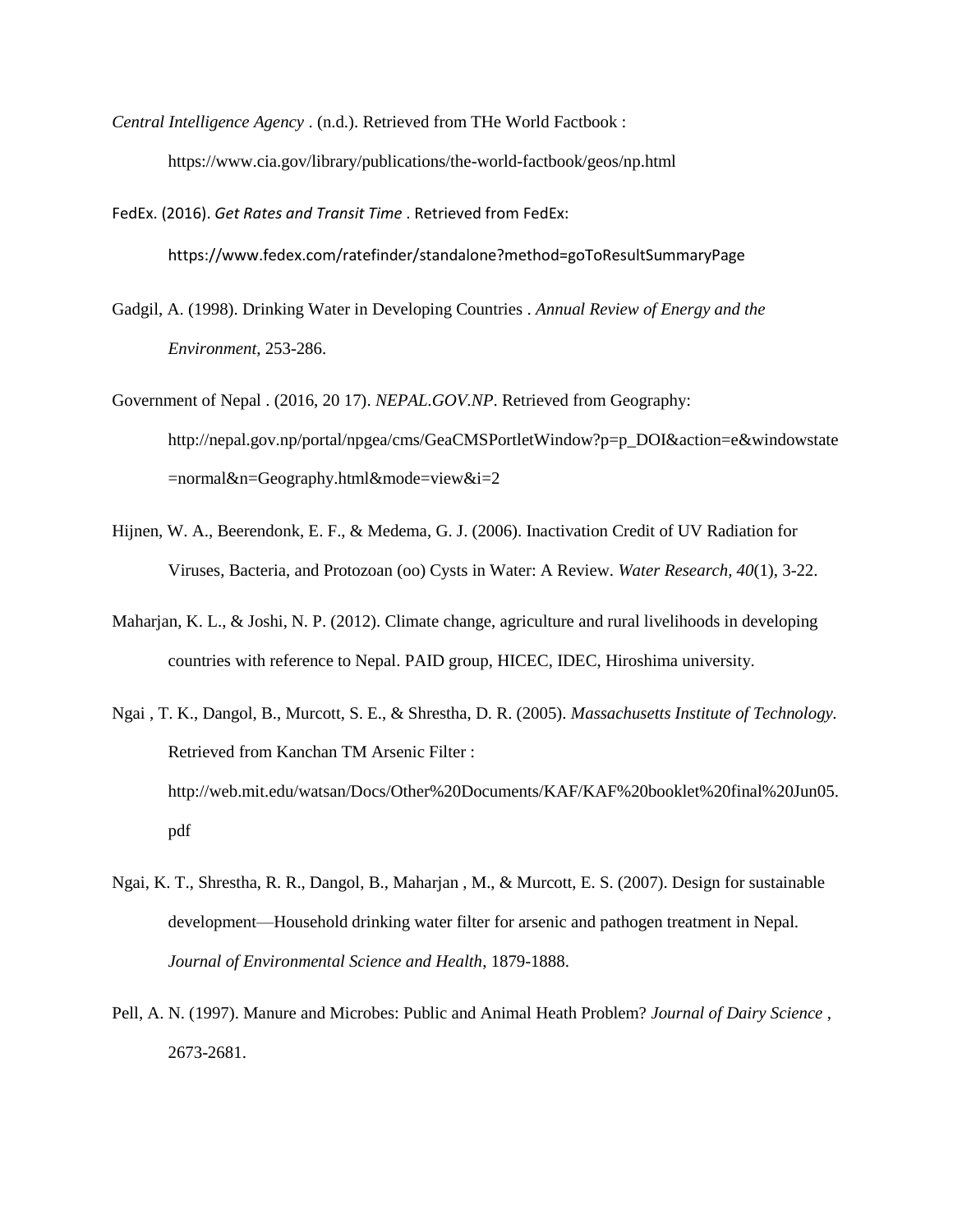*Central Intelligence Agency* . (n.d.). Retrieved from THe World Factbook : https://www.cia.gov/library/publications/the-world-factbook/geos/np.html

FedEx. (2016). *Get Rates and Transit Time* . Retrieved from FedEx: https://www.fedex.com/ratefinder/standalone?method=goToResultSummaryPage

Gadgil, A. (1998). Drinking Water in Developing Countries . *Annual Review of Energy and the Environment*, 253-286.

Government of Nepal . (2016, 20 17). *NEPAL.GOV.NP*. Retrieved from Geography: http://nepal.gov.np/portal/npgea/cms/GeaCMSPortletWindow?p=p_DOI&action=e&windowstate=normal&n=Geography.html&mode=view&i=2

Hijnen, W. A., Beerendonk, E. F., & Medema, G. J. (2006). Inactivation Credit of UV Radiation for Viruses, Bacteria, and Protozoan (oo) Cysts in Water: A Review. *Water Research, 40*(1), 3-22.

Maharjan, K. L., & Joshi, N. P. (2012). Climate change, agriculture and rural livelihoods in developing countries with reference to Nepal. PAID group, HICEC, IDEC, Hiroshima university.

Ngai , T. K., Dangol, B., Murcott, S. E., & Shrestha, D. R. (2005). *Massachusetts Institute of Technology.* Retrieved from Kanchan TM Arsenic Filter : http://web.mit.edu/watsan/Docs/Other%20Documents/KAF/KAF%20booklet%20final%20Jun05.pdf

Ngai, K. T., Shrestha, R. R., Dangol, B., Maharjan , M., & Murcott, E. S. (2007). Design for sustainable development—Household drinking water filter for arsenic and pathogen treatment in Nepal. *Journal of Environmental Science and Health*, 1879-1888.

Pell, A. N. (1997). Manure and Microbes: Public and Animal Heath Problem? *Journal of Dairy Science* , 2673-2681.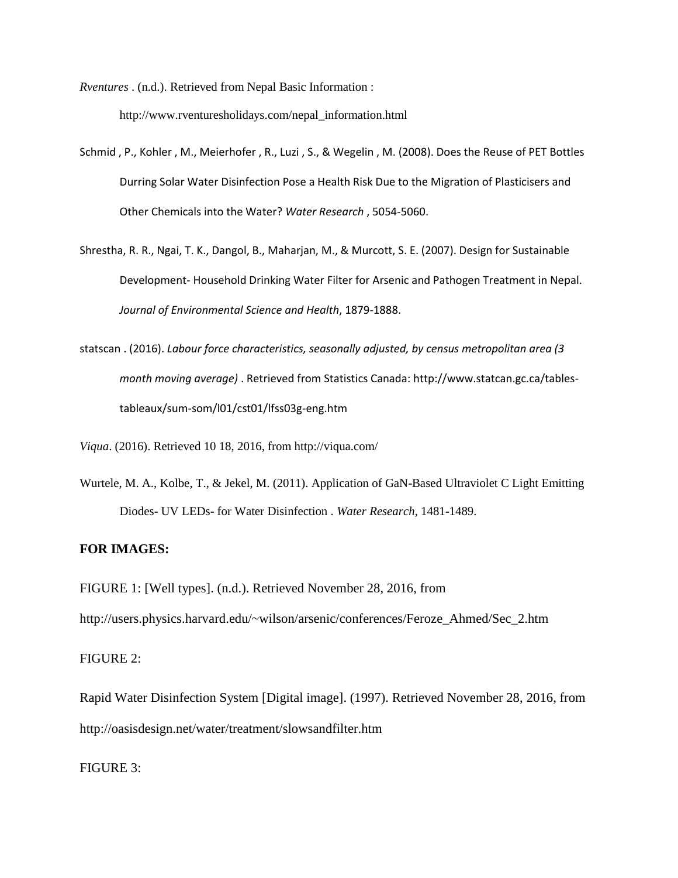*Rventures* . (n.d.). Retrieved from Nepal Basic Information :

http://www.rventuresholidays.com/nepal_information.html

Schmid , P., Kohler , M., Meierhofer , R., Luzi , S., & Wegelin , M. (2008). Does the Reuse of PET Bottles Durring Solar Water Disinfection Pose a Health Risk Due to the Migration of Plasticisers and Other Chemicals into the Water? *Water Research* , 5054-5060.

Shrestha, R. R., Ngai, T. K., Dangol, B., Maharjan, M., & Murcott, S. E. (2007). Design for Sustainable Development- Household Drinking Water Filter for Arsenic and Pathogen Treatment in Nepal. *Journal of Environmental Science and Health*, 1879-1888.

statscan . (2016). *Labour force characteristics, seasonally adjusted, by census metropolitan area (3 month moving average)* . Retrieved from Statistics Canada: http://www.statcan.gc.ca/tables-tableaux/sum-som/l01/cst01/lfss03g-eng.htm

*Viqua*. (2016). Retrieved 10 18, 2016, from http://viqua.com/

Wurtele, M. A., Kolbe, T., & Jekel, M. (2011). Application of GaN-Based Ultraviolet C Light Emitting Diodes- UV LEDs- for Water Disinfection . *Water Research*, 1481-1489.

**FOR IMAGES:**

FIGURE 1: [Well types]. (n.d.). Retrieved November 28, 2016, from

http://users.physics.harvard.edu/~wilson/arsenic/conferences/Feroze_Ahmed/Sec_2.htm

FIGURE 2:

Rapid Water Disinfection System [Digital image]. (1997). Retrieved November 28, 2016, from http://oasisdesign.net/water/treatment/slowsandfilter.htm

FIGURE 3: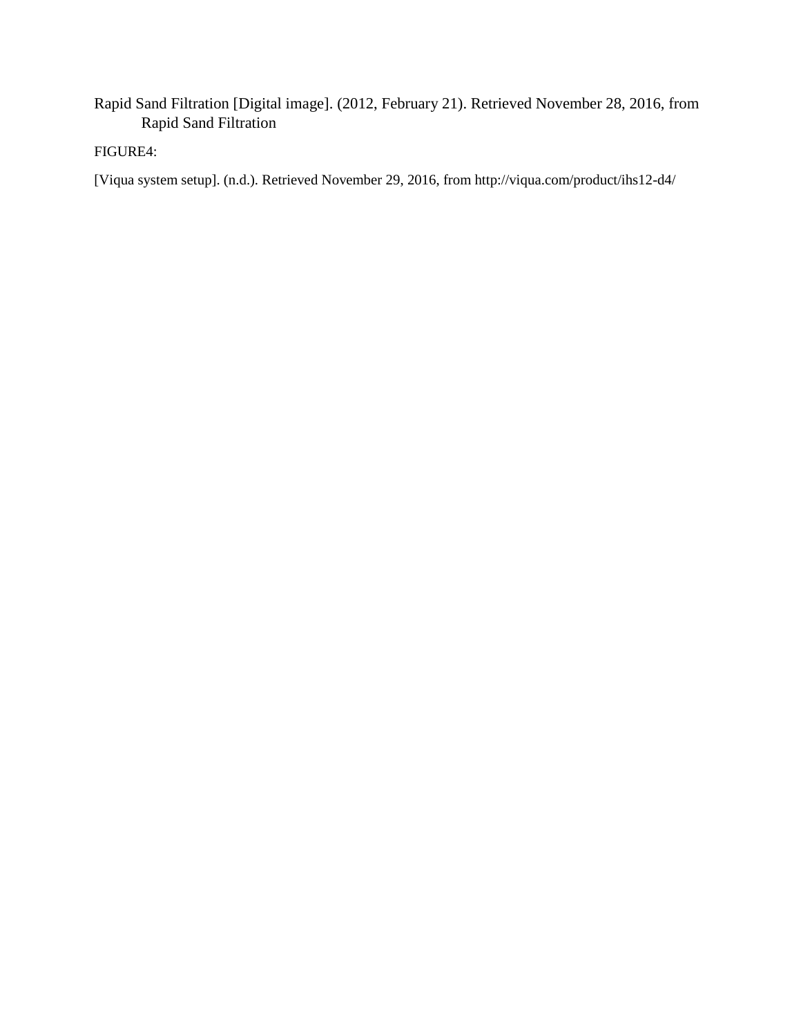Rapid Sand Filtration [Digital image]. (2012, February 21). Retrieved November 28, 2016, from Rapid Sand Filtration

FIGURE4:

[Viqua system setup]. (n.d.). Retrieved November 29, 2016, from http://viqua.com/product/ihs12-d4/